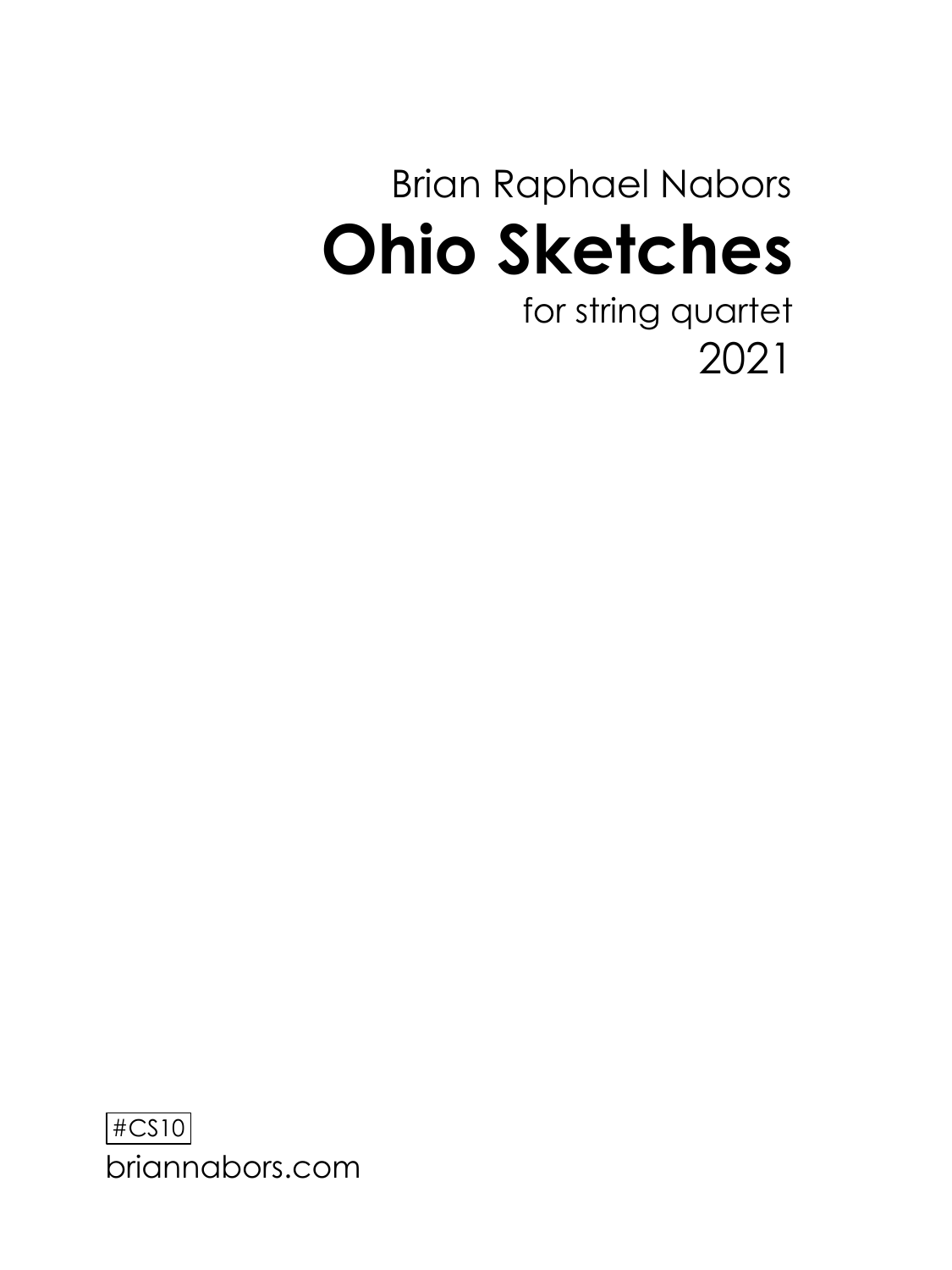Brian Raphael Nabors

# Ohio Sketches

for string quartet

2021

#CS10

briannabors.com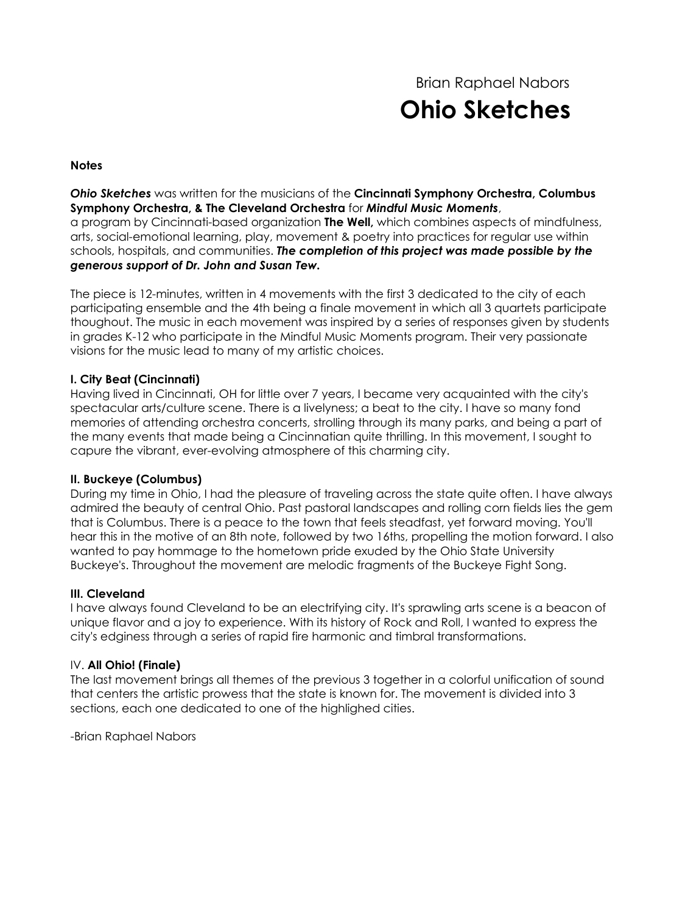Brian Raphael Nabors

# Ohio Sketches

**Notes**

***Ohio Sketches*** was written for the musicians of the **Cincinnati Symphony Orchestra, Columbus Symphony Orchestra, & The Cleveland Orchestra** for ***Mindful Music Moments***, a program by Cincinnati-based organization **The Well,** which combines aspects of mindfulness, arts, social-emotional learning, play, movement & poetry into practices for regular use within schools, hospitals, and communities. ***The completion of this project was made possible by the generous support of Dr. John and Susan Tew.***

The piece is 12-minutes, written in 4 movements with the first 3 dedicated to the city of each participating ensemble and the 4th being a finale movement in which all 3 quartets participate thoughout. The music in each movement was inspired by a series of responses given by students in grades K-12 who participate in the Mindful Music Moments program. Their very passionate visions for the music lead to many of my artistic choices.

**I. City Beat (Cincinnati)**
Having lived in Cincinnati, OH for little over 7 years, I became very acquainted with the city's spectacular arts/culture scene. There is a livelyness; a beat to the city. I have so many fond memories of attending orchestra concerts, strolling through its many parks, and being a part of the many events that made being a Cincinnatian quite thrilling. In this movement, I sought to capure the vibrant, ever-evolving atmosphere of this charming city.

**II. Buckeye (Columbus)**
During my time in Ohio, I had the pleasure of traveling across the state quite often. I have always admired the beauty of central Ohio. Past pastoral landscapes and rolling corn fields lies the gem that is Columbus. There is a peace to the town that feels steadfast, yet forward moving. You'll hear this in the motive of an 8th note, followed by two 16ths, propelling the motion forward. I also wanted to pay hommage to the hometown pride exuded by the Ohio State University Buckeye's. Throughout the movement are melodic fragments of the Buckeye Fight Song.

**III. Cleveland**
I have always found Cleveland to be an electrifying city. It's sprawling arts scene is a beacon of unique flavor and a joy to experience. With its history of Rock and Roll, I wanted to express the city's edginess through a series of rapid fire harmonic and timbral transformations.

IV. **All Ohio! (Finale)**
The last movement brings all themes of the previous 3 together in a colorful unification of sound that centers the artistic prowess that the state is known for. The movement is divided into 3 sections, each one dedicated to one of the highlighed cities.

-Brian Raphael Nabors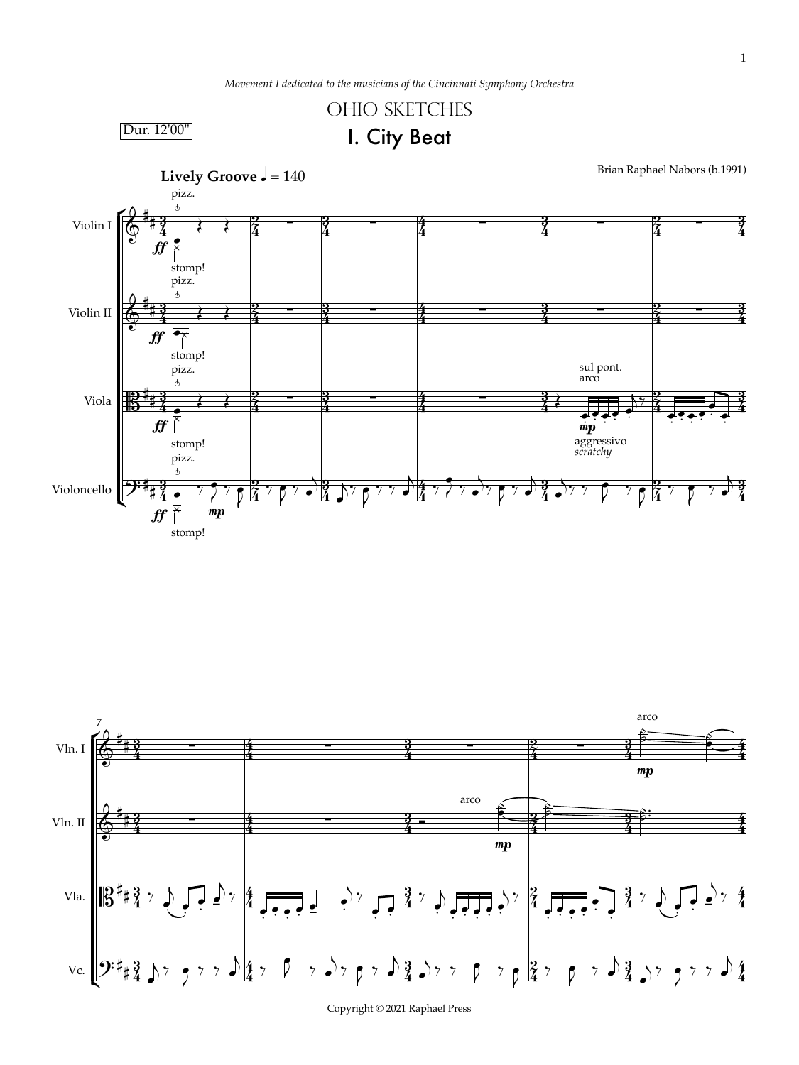*Movement I dedicated to the musicians of the Cincinnati Symphony Orchestra*

# OHIO SKETCHES

## I. City Beat

Dur. 12'00"

Brian Raphael Nabors (b.1991)

**Lively Groove** ♩ = 140

Copyright © 2021 Raphael Press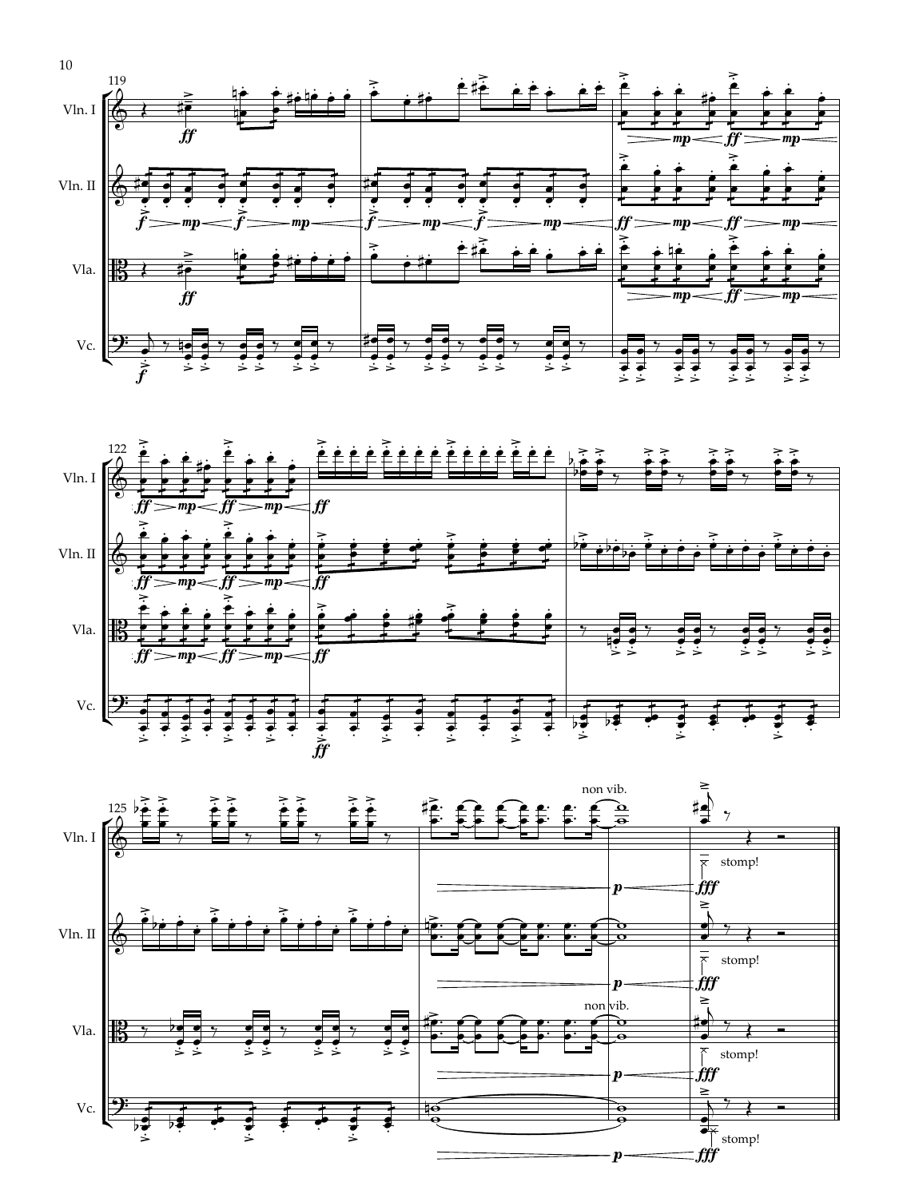119

Vln. I

Vln. II

Vla.

Vc.

122

Vln. I

Vln. II

Vla.

Vc.

125

Vln. I

non vib.

stomp!

Vln. II

stomp!

Vla.

non vib.

stomp!

Vc.

stomp!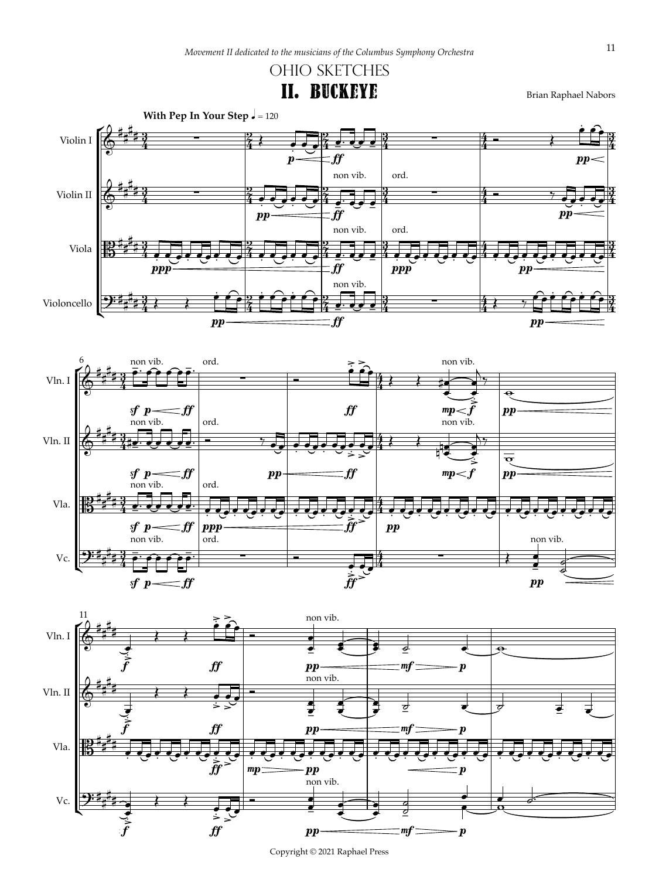*Movement II dedicated to the musicians of the Columbus Symphony Orchestra*

# Ohio Sketches

## II. Buckeye

Brian Raphael Nabors

Copyright © 2021 Raphael Press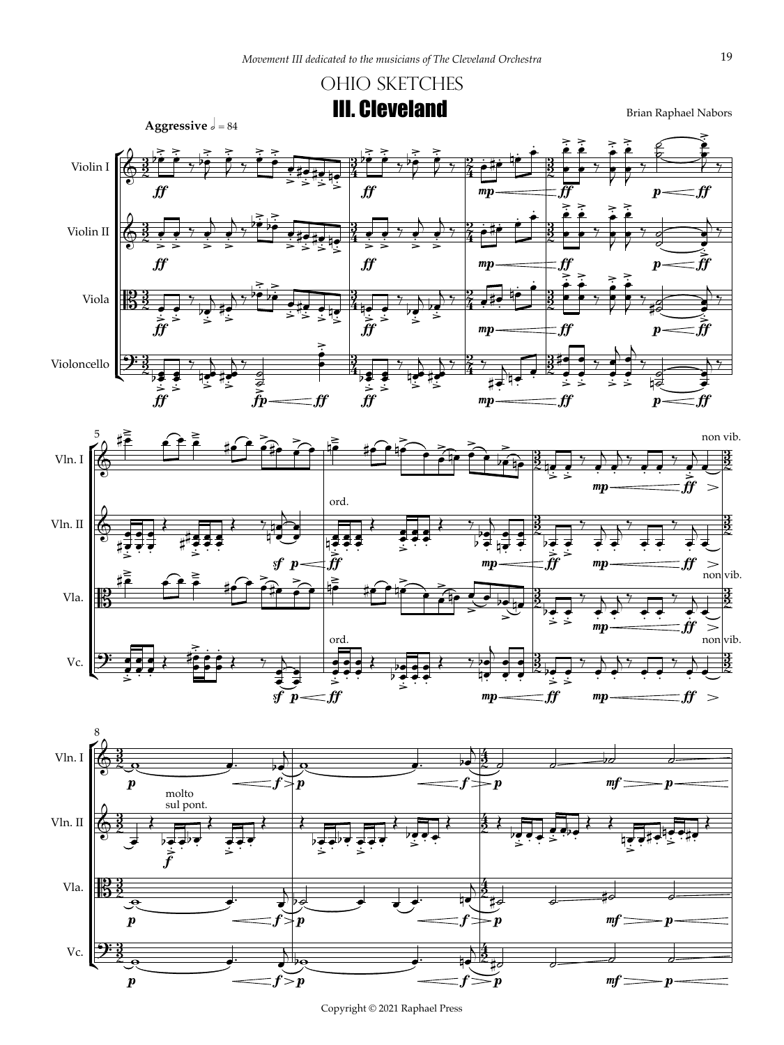*Movement III dedicated to the musicians of The Cleveland Orchestra*

# OHIO SKETCHES

## III. Cleveland

Brian Raphael Nabors

**Aggressive** 𝅗𝅥 = 84

Copyright © 2021 Raphael Press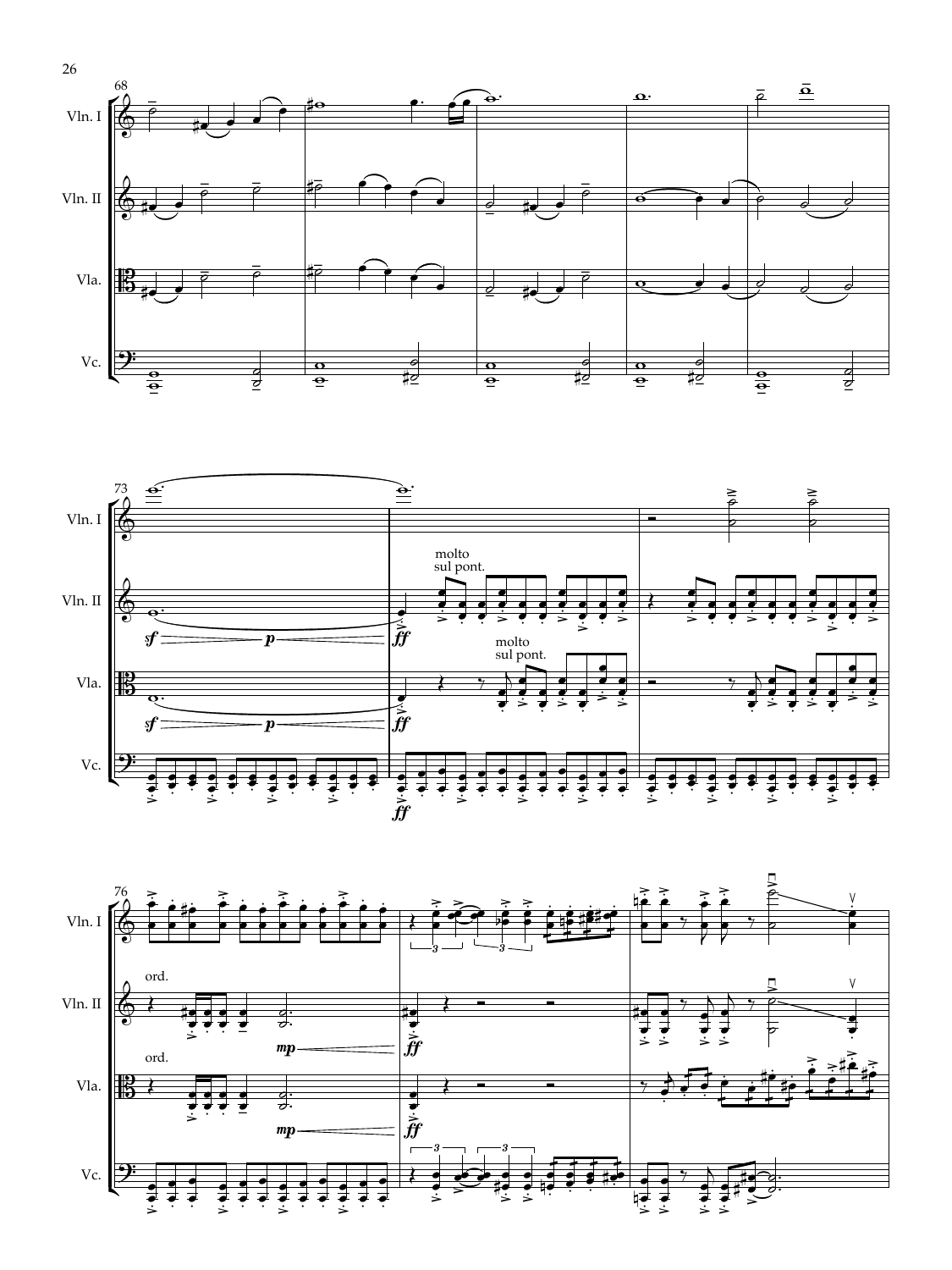68

Vln. I

Vln. II

Vla.

Vc.

73

Vln. I

Vln. II

molto sul pont.

*sf* *p* *ff*

Vla.

molto sul pont.

*sf* *p* *ff*

Vc.

*ff*

76

Vln. I

Vln. II

ord.

*mp* *ff*

Vla.

ord.

*mp* *ff*

Vc.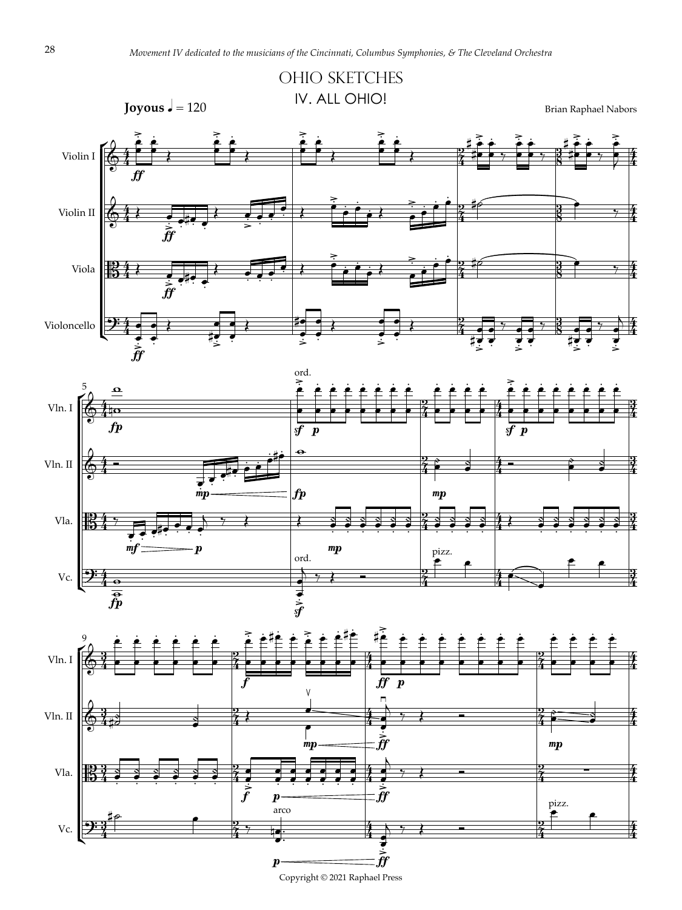*Movement IV dedicated to the musicians of the Cincinnati, Columbus Symphonies, & The Cleveland Orchestra*

# OHIO SKETCHES

## IV. ALL OHIO!

**Joyous** ♩ = 120

Brian Raphael Nabors

Copyright © 2021 Raphael Press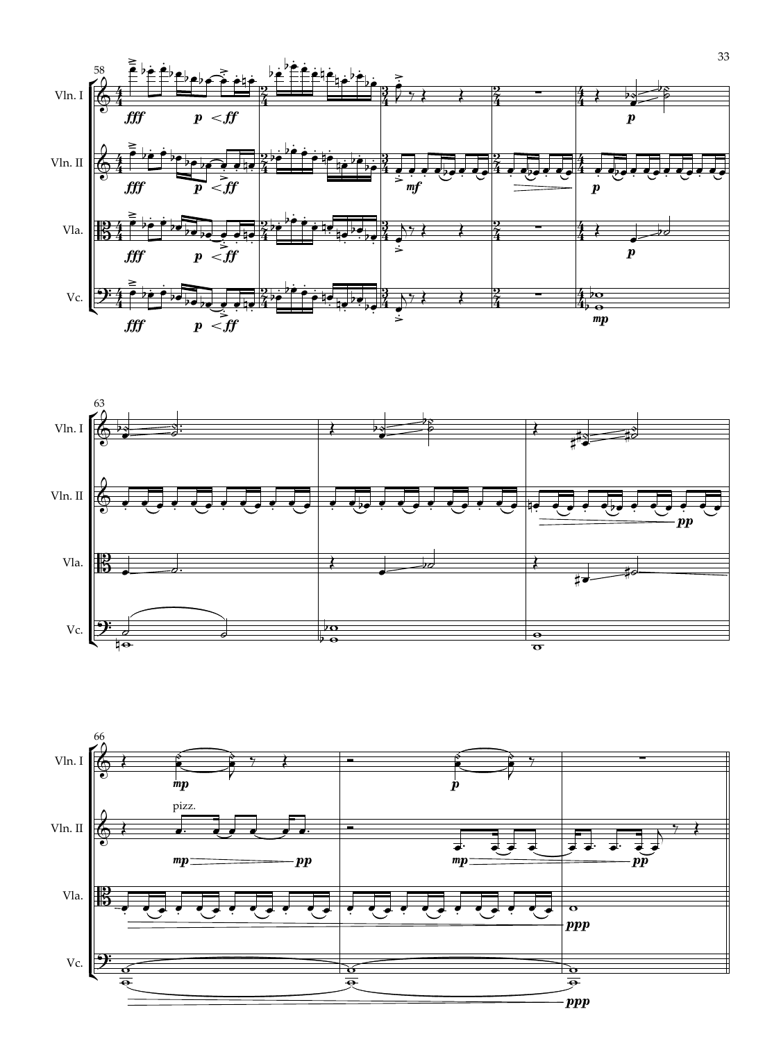58

Vln. I

Vln. II

Vla.

Vc.

*fff* *p* < *ff*

*mf*

*p*

*mp*

63

Vln. I

Vln. II

Vla.

Vc.

*pp*

66

Vln. I

Vln. II

Vla.

Vc.

pizz.

*mp* *pp*

*p*

*mp* *pp*

*ppp*

*ppp*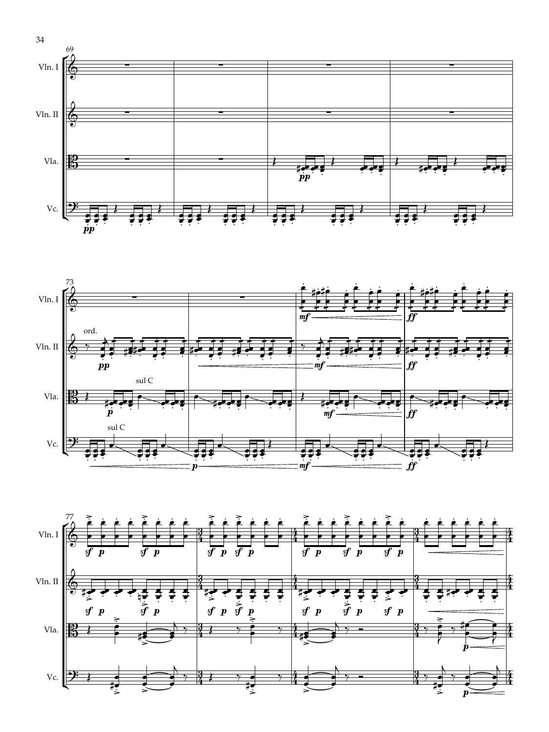Vln. I

Vln. II

Vla.

Vc.

ord.

sul C

sul C